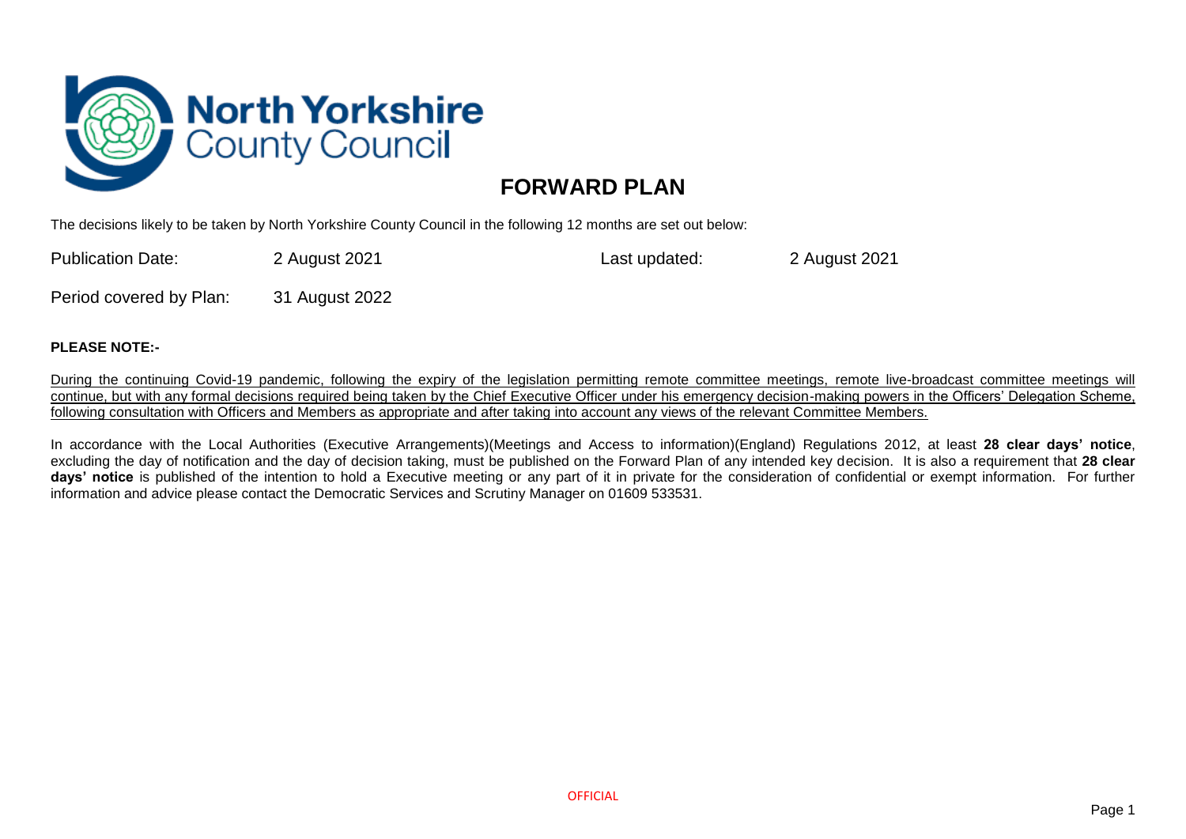North Yorkshire County Council

# FORWARD PLAN

The decisions likely to be taken by North Yorkshire County Council in the following 12 months are set out below:

| | | | |
|---|---|---|---|
| Publication Date: | 2 August 2021 | Last updated: | 2 August 2021 |
| Period covered by Plan: | 31 August 2022 | | |

**PLEASE NOTE:-**

During the continuing Covid-19 pandemic, following the expiry of the legislation permitting remote committee meetings, remote live-broadcast committee meetings will continue, but with any formal decisions required being taken by the Chief Executive Officer under his emergency decision-making powers in the Officers' Delegation Scheme, following consultation with Officers and Members as appropriate and after taking into account any views of the relevant Committee Members.

In accordance with the Local Authorities (Executive Arrangements)(Meetings and Access to information)(England) Regulations 2012, at least **28 clear days' notice**, excluding the day of notification and the day of decision taking, must be published on the Forward Plan of any intended key decision. It is also a requirement that **28 clear days' notice** is published of the intention to hold a Executive meeting or any part of it in private for the consideration of confidential or exempt information. For further information and advice please contact the Democratic Services and Scrutiny Manager on 01609 533531.

OFFICIAL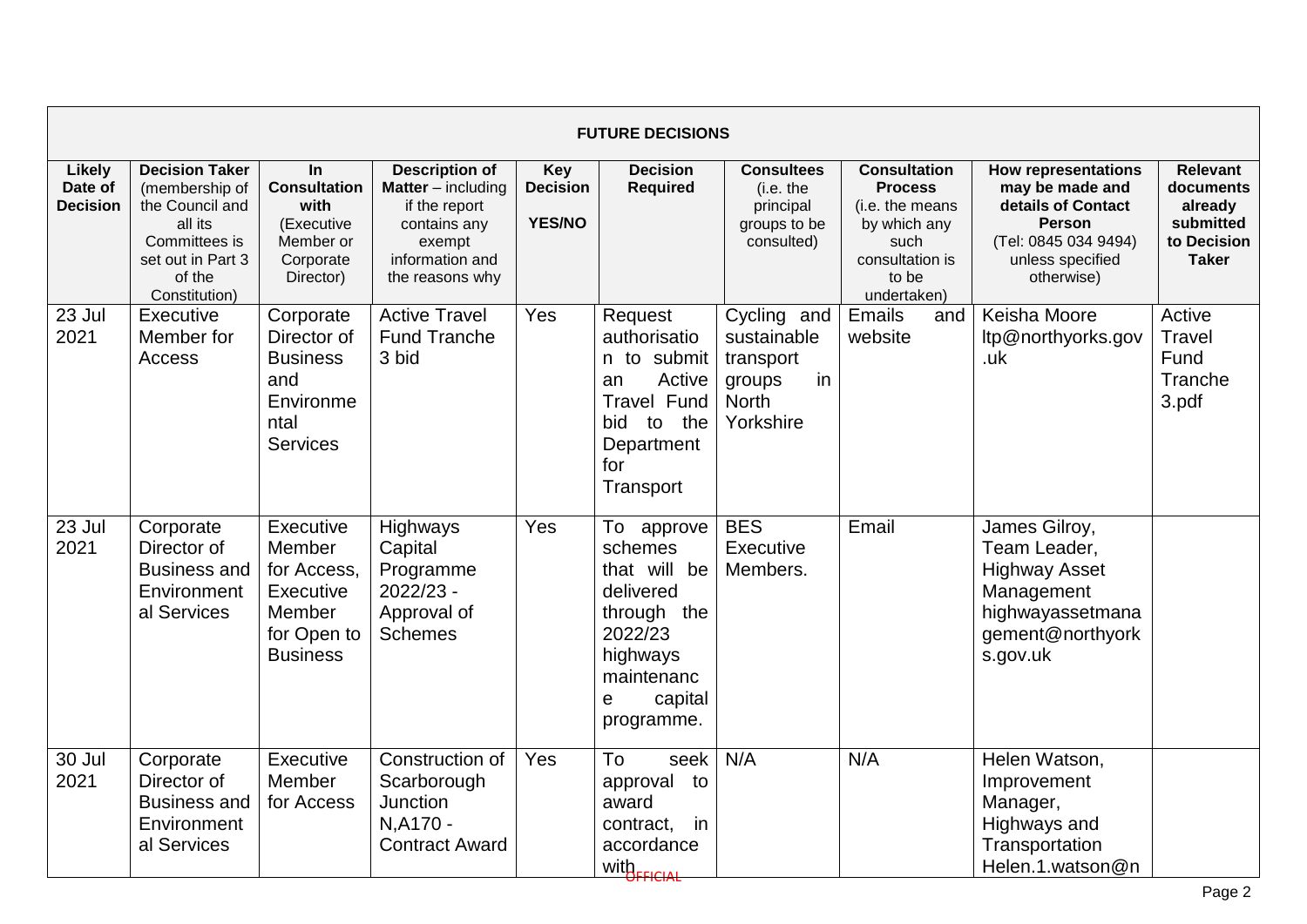| FUTURE DECISIONS | | | | | | | | | |
|---|---|---|---|---|---|---|---|---|---|
| **Likely Date of Decision** | **Decision Taker** (membership of the Council and all its Committees is set out in Part 3 of the Constitution) | **In Consultation with** (Executive Member or Corporate Director) | **Description of Matter** – including if the report contains any exempt information and the reasons why | **Key Decision YES/NO** | **Decision Required** | **Consultees** (i.e. the principal groups to be consulted) | **Consultation Process** (i.e. the means by which any such consultation is to be undertaken) | **How representations may be made and details of Contact Person** (Tel: 0845 034 9494) unless specified otherwise) | **Relevant documents already submitted to Decision Taker** |
| 23 Jul 2021 | Executive Member for Access | Corporate Director of Business and Environmental Services | Active Travel Fund Tranche 3 bid | Yes | Request authorisation to submit an Active Travel Fund bid to the Department for Transport | Cycling and sustainable transport groups in North Yorkshire | Emails and website | Keisha Moore ltp@northyorks.gov.uk | Active Travel Fund Tranche 3.pdf |
| 23 Jul 2021 | Corporate Director of Business and Environmental Services | Executive Member for Access, Executive Member for Open to Business | Highways Capital Programme 2022/23 - Approval of Schemes | Yes | To approve schemes that will be delivered through the 2022/23 highways maintenance capital programme. | BES Executive Members. | Email | James Gilroy, Team Leader, Highway Asset Management highwayassetmanagement@northyorks.gov.uk | |
| 30 Jul 2021 | Corporate Director of Business and Environmental Services | Executive Member for Access | Construction of Scarborough Junction N,A170 - Contract Award | Yes | To seek approval to award contract, in accordance with | N/A | N/A | Helen Watson, Improvement Manager, Highways and Transportation Helen.1.watson@n | |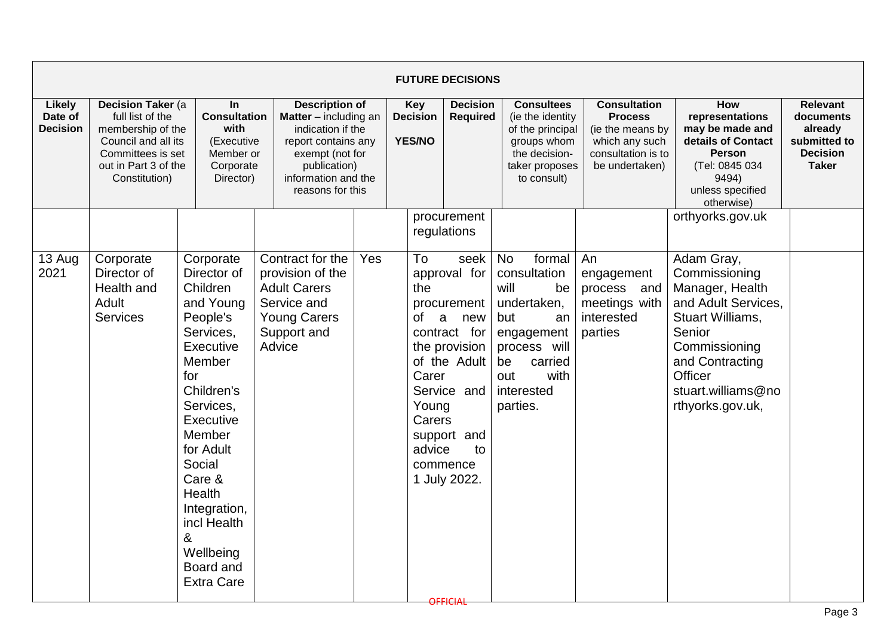| FUTURE DECISIONS | | | | | | | | | |
|---|---|---|---|---|---|---|---|---|---|
| **Likely Date of Decision** | **Decision Taker** (a full list of the membership of the Council and all its Committees is set out in Part 3 of the Constitution) | **In Consultation with** (Executive Member or Corporate Director) | **Description of Matter** – including an indication if the report contains any exempt (not for publication) information and the reasons for this | **Key Decision YES/NO** | **Decision Required** | **Consultees** (ie the identity of the principal groups whom the decision-taker proposes to consult) | **Consultation Process** (ie the means by which any such consultation is to be undertaken) | **How representations may be made and details of Contact Person** (Tel: 0845 034 9494) unless specified otherwise) | **Relevant documents already submitted to the Decision Taker** |
| | | | | | procurement regulations | | | orthyorks.gov.uk | |
| 13 Aug 2021 | Corporate Director of Health and Adult Services | Corporate Director of Children and Young People's Services, Executive Member for Children's Services, Executive Member for Adult Social Care & Health Integration, incl Health & Wellbeing Board and Extra Care | Contract for the provision of the Adult Carers Service and Young Carers Support and Advice | Yes | To seek approval for the procurement of a new contract for the provision of the Adult Carer Service and Young Carers support and advice to commence 1 July 2022. | No formal consultation will be undertaken, but an engagement process will be carried out with interested parties. | An engagement process and meetings with interested parties | Adam Gray, Commissioning Manager, Health and Adult Services, Stuart Williams, Senior Commissioning and Contracting Officer stuart.williams@northyorks.gov.uk, | |

OFFICIAL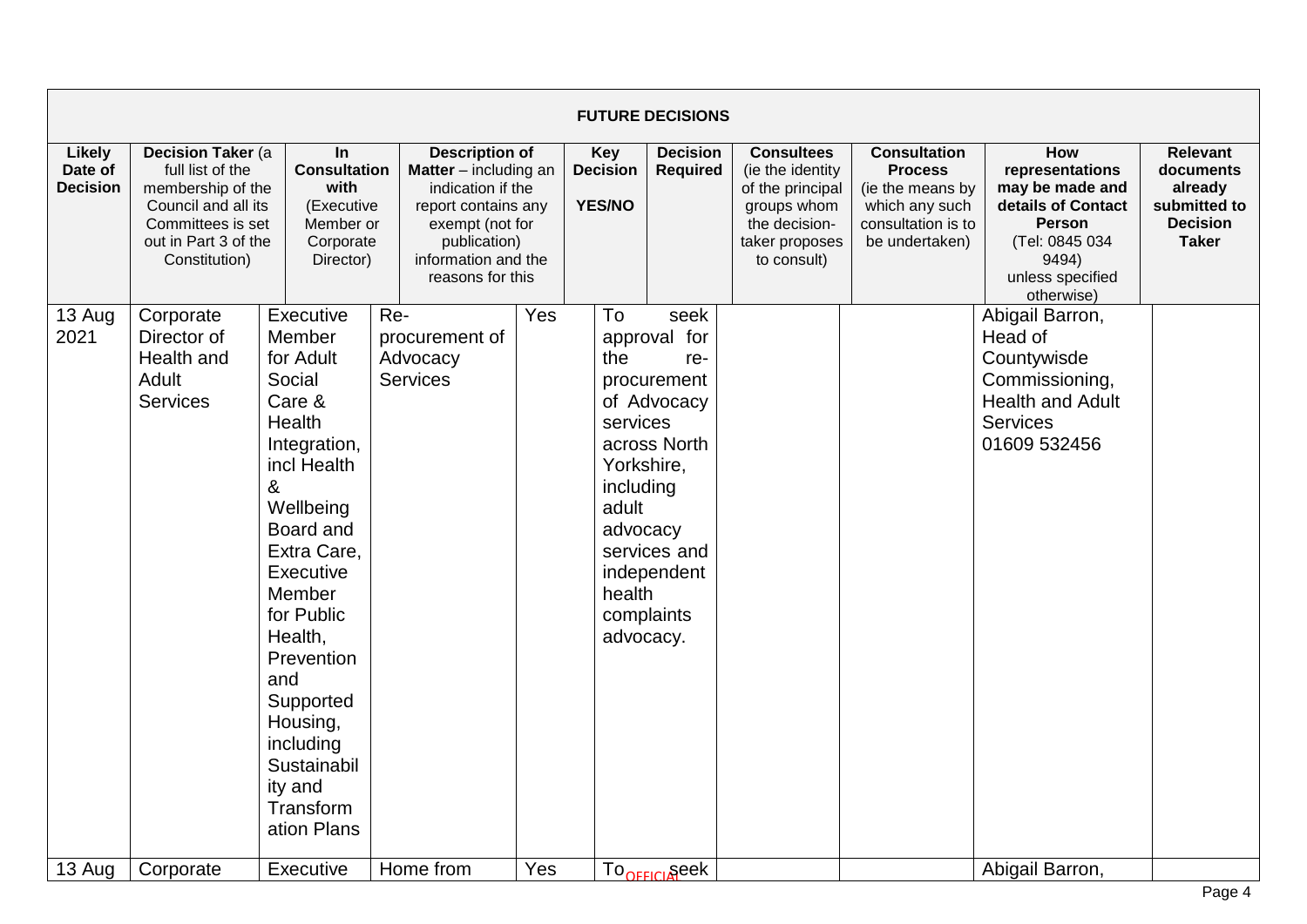| FUTURE DECISIONS | | | | | | | | | |
|---|---|---|---|---|---|---|---|---|---|
| **Likely Date of Decision** | **Decision Taker** (a full list of the membership of the Council and all its Committees is set out in Part 3 of the Constitution) | **In Consultation with** (Executive Member or Corporate Director) | **Description of Matter** – including an indication if the report contains any exempt (not for publication) information and the reasons for this | **Key Decision YES/NO** | **Decision Required** | **Consultees** (ie the identity of the principal groups whom the decision-taker proposes to consult) | **Consultation Process** (ie the means by which any such consultation is to be undertaken) | **How representations may be made and details of Contact Person** (Tel: 0845 034 9494) unless specified otherwise) | **Relevant documents already submitted to Decision Taker** |
| 13 Aug 2021 | Corporate Director of Health and Adult Services | Executive Member for Adult Social Care & Health Integration, incl Health & Wellbeing Board and Extra Care, Executive Member for Public Health, Prevention and Supported Housing, including Sustainability and Transformation Plans | Re-procurement of Advocacy Services | Yes | To seek approval for the re-procurement of Advocacy services across North Yorkshire, including adult advocacy services and independent health complaints advocacy. | | | Abigail Barron, Head of Countywisde Commissioning, Health and Adult Services 01609 532456 | |
| 13 Aug | Corporate | Executive | Home from | Yes | To seek | | | Abigail Barron, | |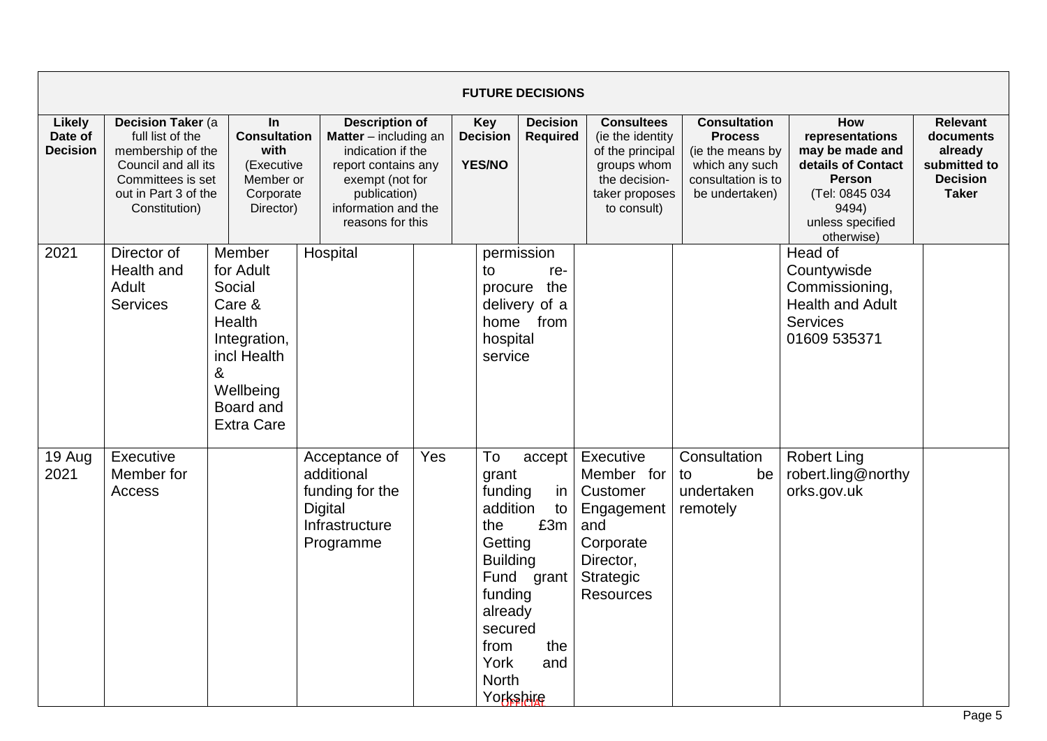| FUTURE DECISIONS | | | | | | | | | |
|---|---|---|---|---|---|---|---|---|---|
| **Likely Date of Decision** | **Decision Taker** (a full list of the membership of the Council and all its Committees is set out in Part 3 of the Constitution) | **In Consultation with** (Executive Member or Corporate Director) | **Description of Matter** – including an indication if the report contains any exempt (not for publication) information and the reasons for this | **Key Decision YES/NO** | **Decision Required** | **Consultees** (ie the identity of the principal groups whom the decision-taker proposes to consult) | **Consultation Process** (ie the means by which any such consultation is to be undertaken) | **How representations may be made and details of Contact Person** (Tel: 0845 034 9494) unless specified otherwise) | **Relevant documents already submitted to Decision Taker** |
| 2021 | Director of Health and Adult Services | Member for Adult Social Care & Health Integration, incl Health & Wellbeing Board and Extra Care | Hospital | | permission to re-procure the delivery of a home from hospital service | | | Head of Countywisde Commissioning, Health and Adult Services 01609 535371 | |
| 19 Aug 2021 | Executive Member for Access | | Acceptance of additional funding for the Digital Infrastructure Programme | Yes | To accept grant funding in addition to the £3m Getting Building Fund grant funding already secured from the York and North Yorkshire | Executive Member for Customer Engagement and Corporate Director, Strategic Resources | Consultation to be undertaken remotely | Robert Ling robert.ling@northyorks.gov.uk | |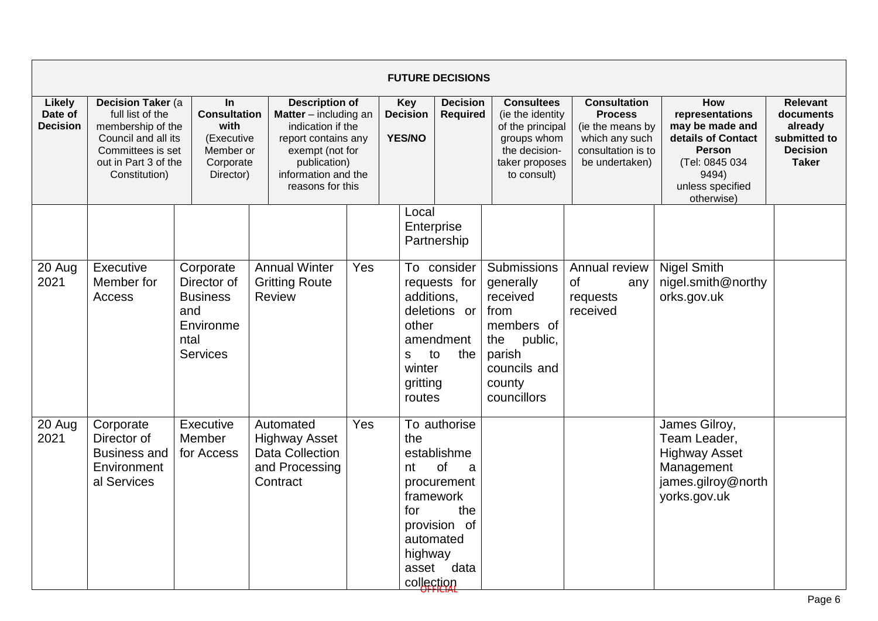| FUTURE DECISIONS | | | | | | | | | |
|---|---|---|---|---|---|---|---|---|---|
| **Likely Date of Decision** | **Decision Taker** (a full list of the membership of the Council and all its Committees is set out in Part 3 of the Constitution) | **In Consultation with** (Executive Member or Corporate Director) | **Description of Matter** – including an indication if the report contains any exempt (not for publication) information and the reasons for this | **Key Decision YES/NO** | **Decision Required** | **Consultees** (ie the identity of the principal groups whom the decision-taker proposes to consult) | **Consultation Process** (ie the means by which any such consultation is to be undertaken) | **How representations may be made and details of Contact Person** (Tel: 0845 034 9494) unless specified otherwise) | **Relevant documents already submitted to Decision Taker** |
| | | | | | Local Enterprise Partnership | | | | |
| 20 Aug 2021 | Executive Member for Access | Corporate Director of Business and Environmental Services | Annual Winter Gritting Route Review | Yes | To consider requests for additions, deletions or other amendments to the winter gritting routes | Submissions generally received from members of the public, parish councils and county councillors | Annual review of any requests received | Nigel Smith nigel.smith@northyorks.gov.uk | |
| 20 Aug 2021 | Corporate Director of Business and Environmental Services | Executive Member for Access | Automated Highway Asset Data Collection and Processing Contract | Yes | To authorise the establishment of a procurement framework for the provision of automated highway asset data collection | | | James Gilroy, Team Leader, Highway Asset Management james.gilroy@northyorks.gov.uk | |

OFFICIAL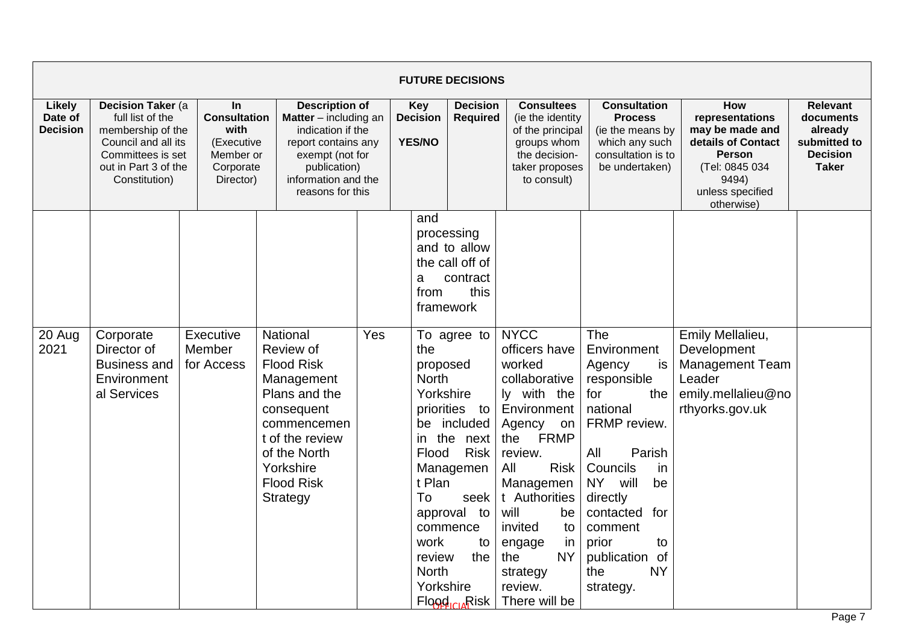| FUTURE DECISIONS | | | | | | | | | |
|---|---|---|---|---|---|---|---|---|---|
| **Likely Date of Decision** | **Decision Taker** (a full list of the membership of the Council and all its Committees is set out in Part 3 of the Constitution) | **In Consultation with** (Executive Member or Corporate Director) | **Description of Matter** – including an indication if the report contains any exempt (not for publication) information and the reasons for this | **Key Decision YES/NO** | **Decision Required** | **Consultees** (ie the identity of the principal groups whom the decision-taker proposes to consult) | **Consultation Process** (ie the means by which any such consultation is to be undertaken) | **How representations may be made and details of Contact Person** (Tel: 0845 034 9494) unless specified otherwise) | **Relevant documents already submitted to Decision Taker** |
| | | | | | and processing and to allow the call off of a contract from this framework | | | | |
| 20 Aug 2021 | Corporate Director of Business and Environmental Services | Executive Member for Access | National Review of Flood Risk Management Plans and the consequent commencement of the review of the North Yorkshire Flood Risk Strategy | Yes | To agree to the proposed North Yorkshire priorities to be included in the next Flood Risk Management Plan<br>To seek approval to commence work to review the North Yorkshire Flood Risk | NYCC officers have worked collaboratively with the Environment Agency on the FRMP review.<br>All Risk Management Authorities will be invited to engage in the NY strategy review. There will be | The Environment Agency is responsible for the national FRMP review.<br><br>All Parish Councils in NY will be directly contacted for comment prior to publication of the NY strategy. | Emily Mellalieu, Development Management Team Leader emily.mellalieu@northyorks.gov.uk | |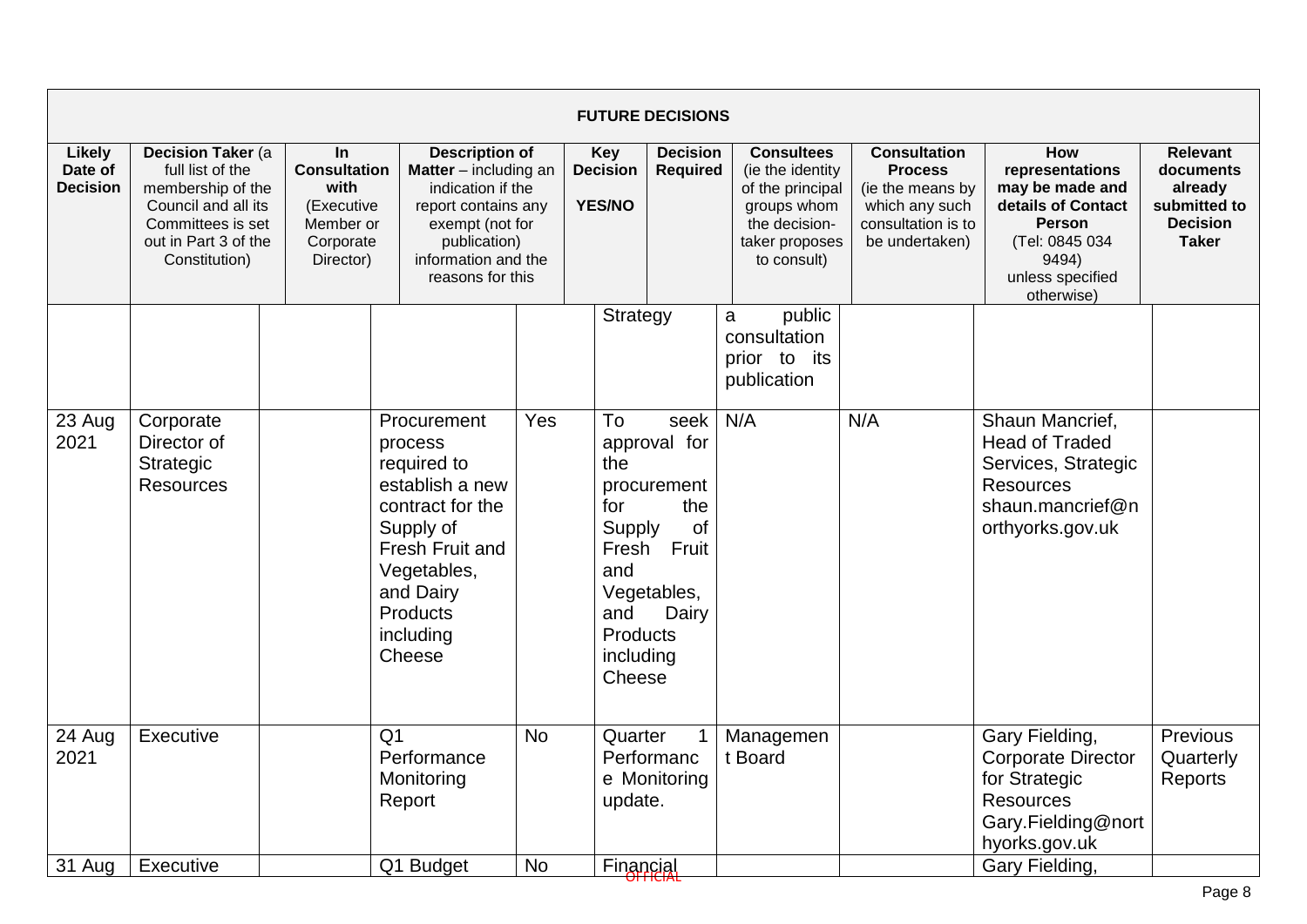| FUTURE DECISIONS | | | | | | | | | | |
|---|---|---|---|---|---|---|---|---|---|---|
| **Likely Date of Decision** | **Decision Taker** (a full list of the membership of the Council and all its Committees is set out in Part 3 of the Constitution) | **In Consultation with** (Executive Member or Corporate Director) | **Description of Matter** – including an indication if the report contains any exempt (not for publication) information and the reasons for this | **Key Decision YES/NO** | **Decision Required** | **Consultees** (ie the identity of the principal groups whom the decision-taker proposes to consult) | **Consultation Process** (ie the means by which any such consultation is to be undertaken) | **How representations may be made and details of Contact Person** (Tel: 0845 034 9494) unless specified otherwise) | **Relevant documents already submitted to Decision Taker** |
| | | | | | Strategy | a public consultation prior to its publication | | | |
| 23 Aug 2021 | Corporate Director of Strategic Resources | | Procurement process required to establish a new contract for the Supply of Fresh Fruit and Vegetables, and Dairy Products including Cheese | Yes | To seek approval for the procurement for the Supply of Fresh Fruit and Vegetables, and Dairy Products including Cheese | N/A | N/A | Shaun Mancrief, Head of Traded Services, Strategic Resources shaun.mancrief@northyorks.gov.uk | |
| 24 Aug 2021 | Executive | | Q1 Performance Monitoring Report | No | Quarter 1 Performance Monitoring update. | Management Board | | Gary Fielding, Corporate Director for Strategic Resources Gary.Fielding@northyorks.gov.uk | Previous Quarterly Reports |
| 31 Aug | Executive | | Q1 Budget | No | Financial | | | Gary Fielding, | |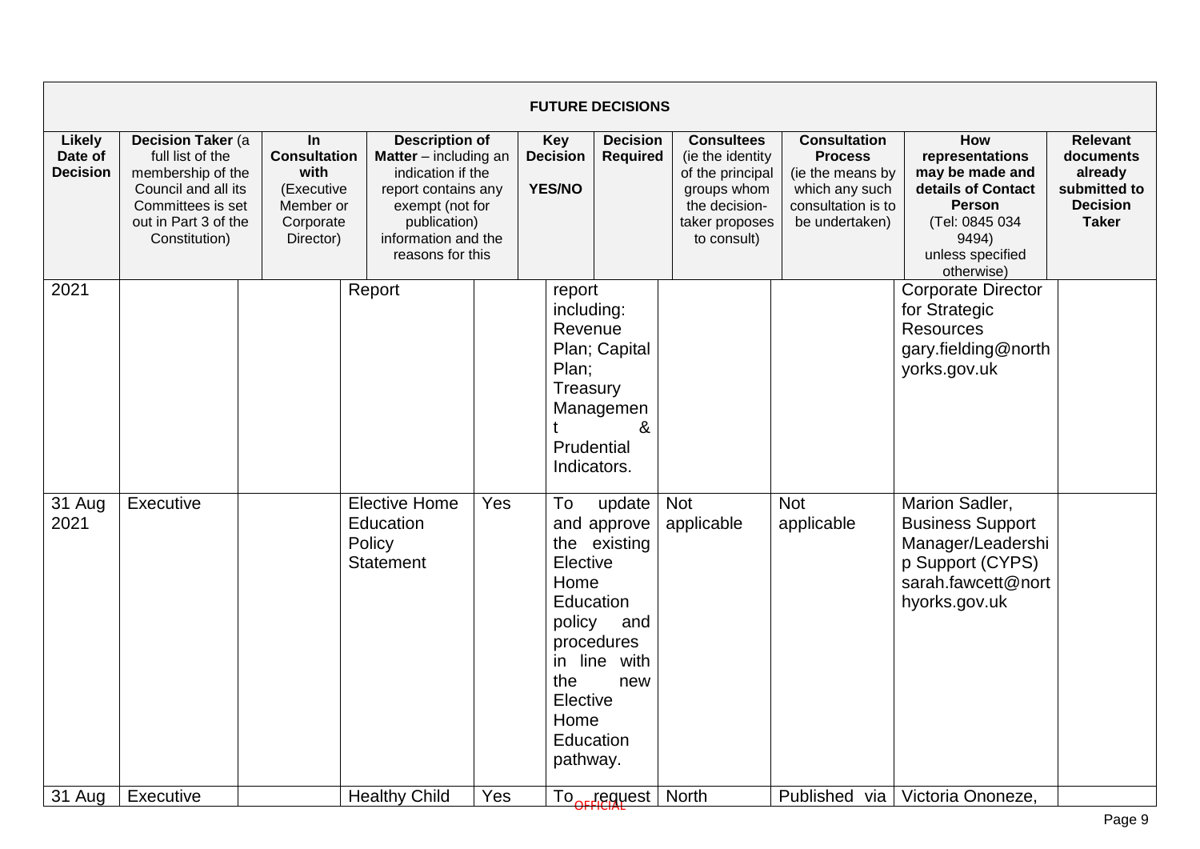| FUTURE DECISIONS | | | | | | | | | |
|---|---|---|---|---|---|---|---|---|---|
| **Likely Date of Decision** | **Decision Taker** (a full list of the membership of the Council and all its Committees is set out in Part 3 of the Constitution) | **In Consultation with** (Executive Member or Corporate Director) | **Description of Matter** – including an indication if the report contains any exempt (not for publication) information and the reasons for this | **Key Decision YES/NO** | **Decision Required** | **Consultees** (ie the identity of the principal groups whom the decision-taker proposes to consult) | **Consultation Process** (ie the means by which any such consultation is to be undertaken) | **How representations may be made and details of Contact Person** (Tel: 0845 034 9494) unless specified otherwise) | **Relevant documents already submitted to the Decision Taker** |
| 2021 | | | Report | | report including: Revenue Plan; Capital Plan; Treasury Management & Prudential Indicators. | | | Corporate Director for Strategic Resources gary.fielding@northyorks.gov.uk | |
| 31 Aug 2021 | Executive | | Elective Home Education Policy Statement | Yes | To update and approve the existing Elective Home Education policy and procedures in line with the new Elective Home Education pathway. | Not applicable | Not applicable | Marion Sadler, Business Support Manager/Leadership Support (CYPS) sarah.fawcett@northyorks.gov.uk | |
| 31 Aug | Executive | | Healthy Child | Yes | To request | North | Published via | Victoria Ononeze, | |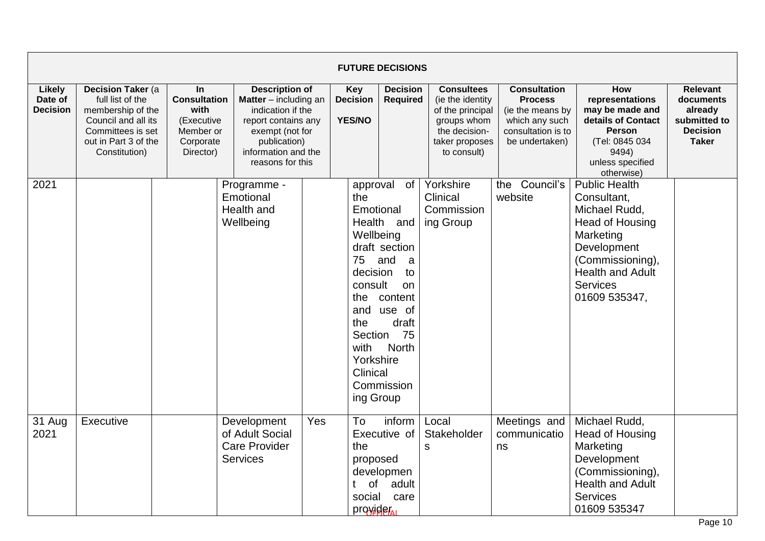| FUTURE DECISIONS | | | | | | | | | |
|---|---|---|---|---|---|---|---|---|---|
| **Likely Date of Decision** | **Decision Taker** (a full list of the membership of the Council and all its Committees is set out in Part 3 of the Constitution) | **In Consultation with** (Executive Member or Corporate Director) | **Description of Matter** – including an indication if the report contains any exempt (not for publication) information and the reasons for this | **Key Decision YES/NO** | **Decision Required** | **Consultees** (ie the identity of the principal groups whom the decision-taker proposes to consult) | **Consultation Process** (ie the means by which any such consultation is to be undertaken) | **How representations may be made and details of Contact Person** (Tel: 0845 034 9494) unless specified otherwise) | **Relevant documents already submitted to the Decision Taker** |
| 2021 | | | Programme - Emotional Health and Wellbeing | | approval of the Emotional Health and Wellbeing draft section 75 and a decision to consult on the content and use of the draft Section 75 with North Yorkshire Clinical Commissioning Group | Yorkshire Clinical Commissioning Group | the Council's website | Public Health Consultant, Michael Rudd, Head of Housing Marketing Development (Commissioning), Health and Adult Services 01609 535347, | |
| 31 Aug 2021 | Executive | | Development of Adult Social Care Provider Services | Yes | To inform Executive of the proposed development of adult social care provider | Local Stakeholders | Meetings and communications | Michael Rudd, Head of Housing Marketing Development (Commissioning), Health and Adult Services 01609 535347 | |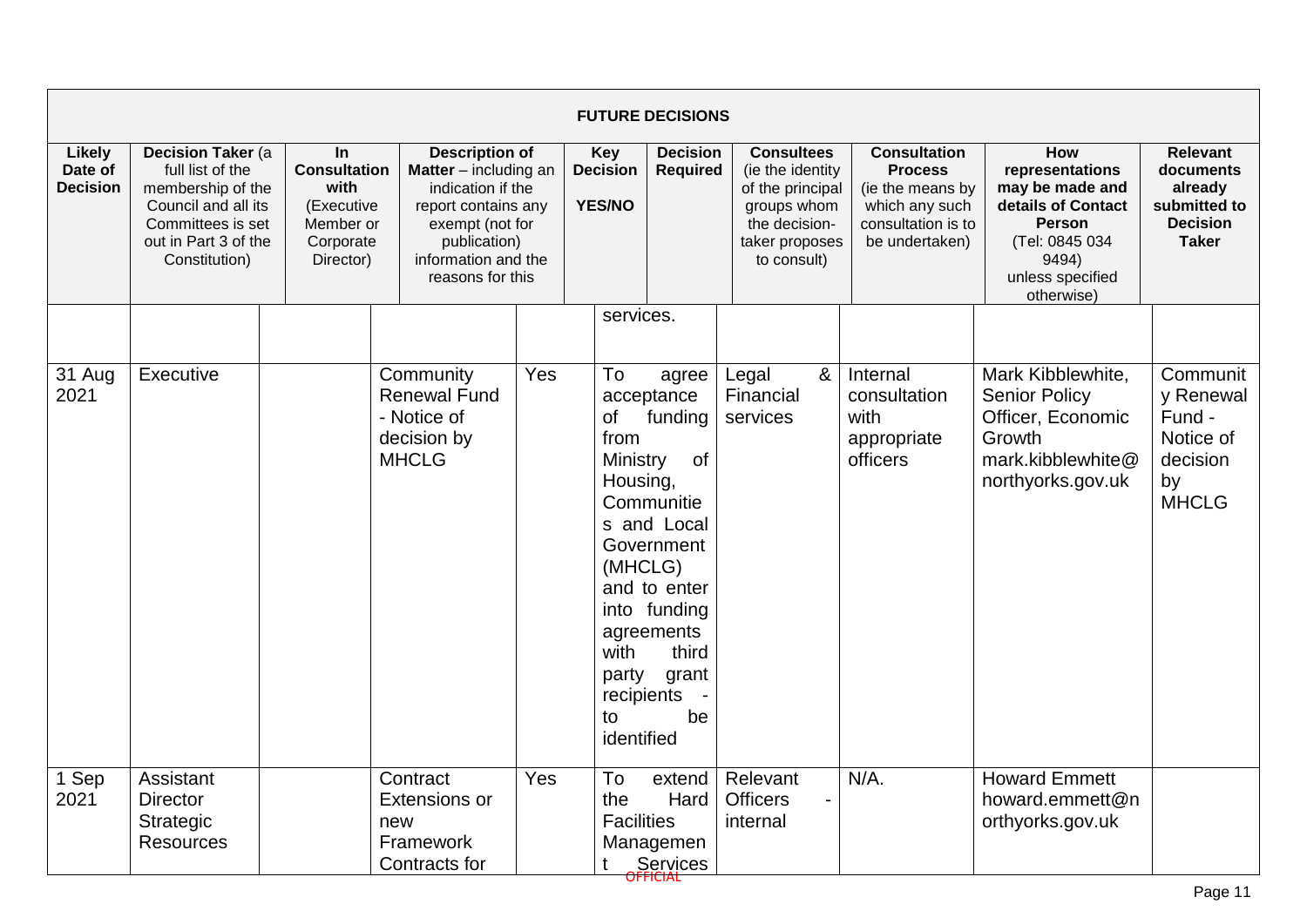| FUTURE DECISIONS | | | | | | | | | |
|---|---|---|---|---|---|---|---|---|---|
| **Likely Date of Decision** | **Decision Taker** (a full list of the membership of the Council and all its Committees is set out in Part 3 of the Constitution) | **In Consultation with** (Executive Member or Corporate Director) | **Description of Matter** – including an indication if the report contains any exempt (not for publication) information and the reasons for this | **Key Decision YES/NO** | **Decision Required** | **Consultees** (ie the identity of the principal groups whom the decision-taker proposes to consult) | **Consultation Process** (ie the means by which any such consultation is to be undertaken) | **How representations may be made and details of Contact Person** (Tel: 0845 034 9494) unless specified otherwise) | **Relevant documents already submitted to Decision Taker** |
| | | | | | services. | | | | |
| 31 Aug 2021 | Executive | | Community Renewal Fund - Notice of decision by MHCLG | Yes | To agree acceptance of funding from Ministry of Housing, Communities and Local Government (MHCLG) and to enter into funding agreements with third party grant recipients - to be identified | Legal & Financial services | Internal consultation with appropriate officers | Mark Kibblewhite, Senior Policy Officer, Economic Growth mark.kibblewhite@northyorks.gov.uk | Community Renewal Fund - Notice of decision by MHCLG |
| 1 Sep 2021 | Assistant Director Strategic Resources | | Contract Extensions or new Framework Contracts for | Yes | To extend the Hard Facilities Management Services | Relevant Officers - internal | N/A. | Howard Emmett howard.emmett@northyorks.gov.uk | |

OFFICIAL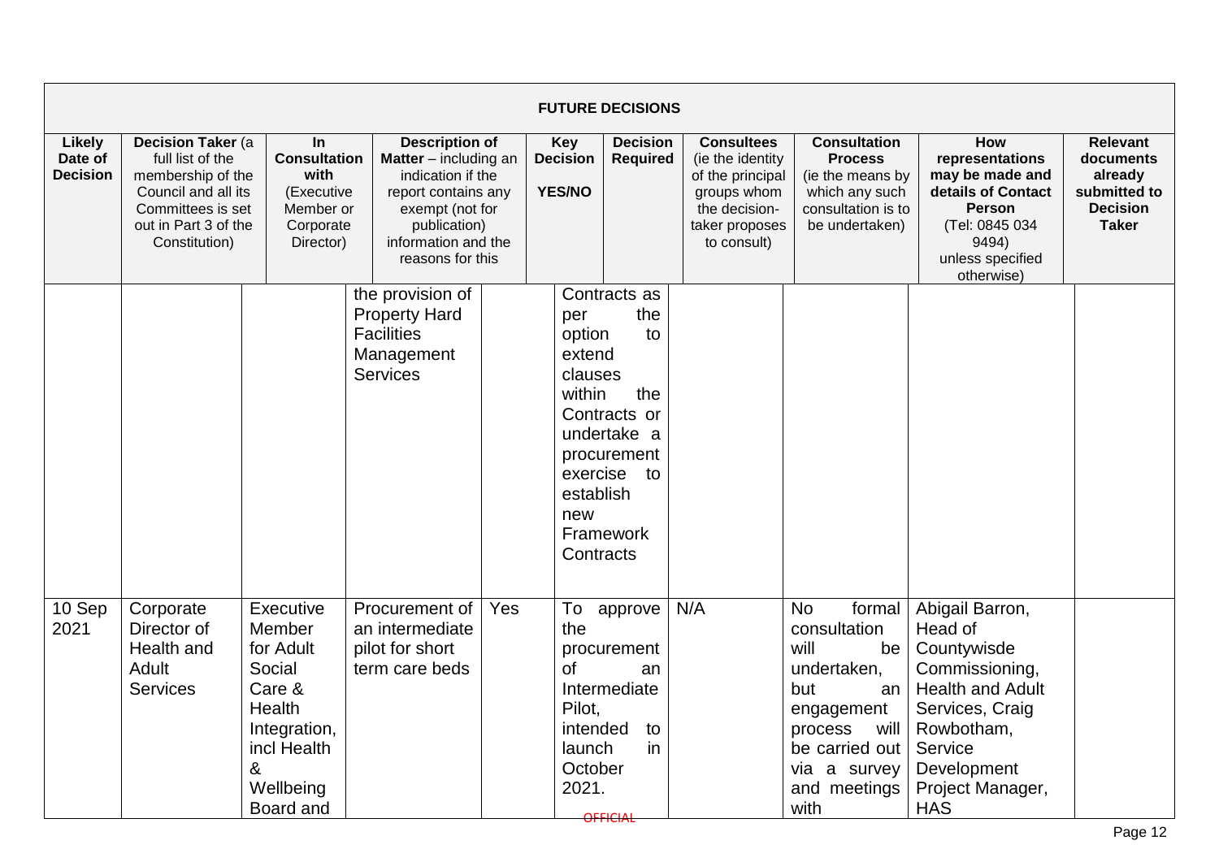**FUTURE DECISIONS**

| Likely Date of Decision | Decision Taker (a full list of the membership of the Council and all its Committees is set out in Part 3 of the Constitution) | In Consultation with (Executive Member or Corporate Director) | Description of Matter – including an indication if the report contains any exempt (not for publication) information and the reasons for this | Key Decision YES/NO | Decision Required | Consultees (ie the identity of the principal groups whom the decision-taker proposes to consult) | Consultation Process (ie the means by which any such consultation is to be undertaken) | How representations may be made and details of Contact Person (Tel: 0845 034 9494) unless specified otherwise) | Relevant documents already submitted to the Decision Taker |
|---|---|---|---|---|---|---|---|---|---|
| | | | the provision of Property Hard Facilities Management Services | | Contracts as per the option to extend clauses within the Contracts or undertake a procurement exercise to establish new Framework Contracts | | | | |
| 10 Sep 2021 | Corporate Director of Health and Adult Services | Executive Member for Adult Social Care & Health Integration, incl Health & Wellbeing Board and | Procurement of an intermediate pilot for short term care beds | Yes | To approve the procurement of an Intermediate Pilot, intended to launch in October 2021. | N/A | No formal consultation will be undertaken, but an engagement process will be carried out via a survey and meetings with | Abigail Barron, Head of Countywisde Commissioning, Health and Adult Services, Craig Rowbotham, Service Development Project Manager, HAS | |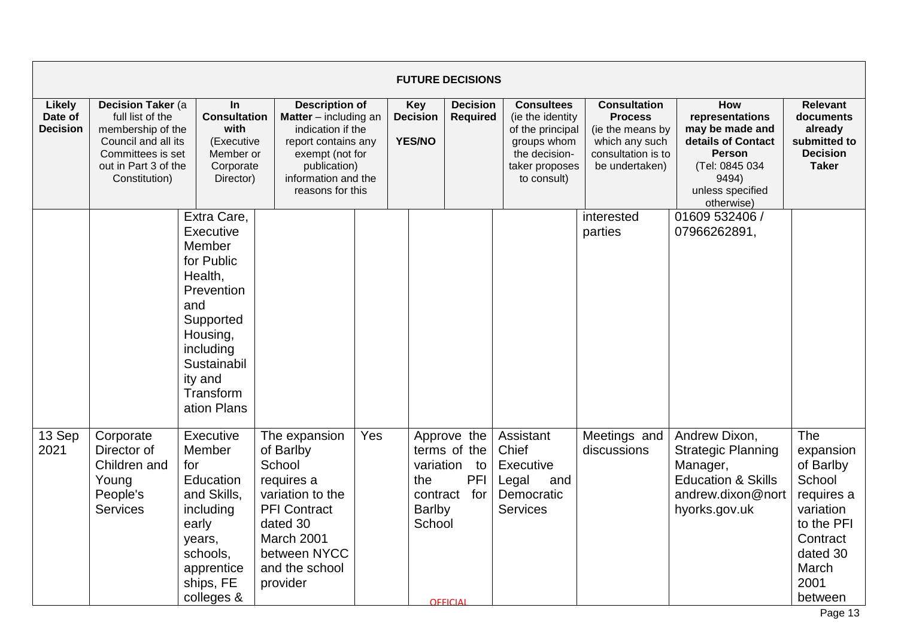| FUTURE DECISIONS | | | | | | | | | |
|---|---|---|---|---|---|---|---|---|---|
| **Likely Date of Decision** | **Decision Taker** (a full list of the membership of the Council and all its Committees is set out in Part 3 of the Constitution) | **In Consultation with** (Executive Member or Corporate Director) | **Description of Matter** – including an indication if the report contains any exempt (not for publication) information and the reasons for this | **Key Decision YES/NO** | **Decision Required** | **Consultees** (ie the identity of the principal groups whom the decision-taker proposes to consult) | **Consultation Process** (ie the means by which any such consultation is to be undertaken) | **How representations may be made and details of Contact Person** (Tel: 0845 034 9494) unless specified otherwise) | **Relevant documents already submitted to Decision Taker** |
| | | Extra Care, Executive Member for Public Health, Prevention and Supported Housing, including Sustainability and Transformation Plans | | | | | interested parties | 01609 532406 / 07966262891, | |
| 13 Sep 2021 | Corporate Director of Children and Young People's Services | Executive Member for Education and Skills, including early years, schools, apprenticeships, FE colleges & | The expansion of Barlby School requires a variation to the PFI Contract dated 30 March 2001 between NYCC and the school provider | Yes | Approve the terms of the variation to the PFI contract for Barlby School | Assistant Chief Executive Legal and Democratic Services | Meetings and discussions | Andrew Dixon, Strategic Planning Manager, Education & Skills andrew.dixon@northyorks.gov.uk | The expansion of Barlby School requires a variation to the PFI Contract dated 30 March 2001 between |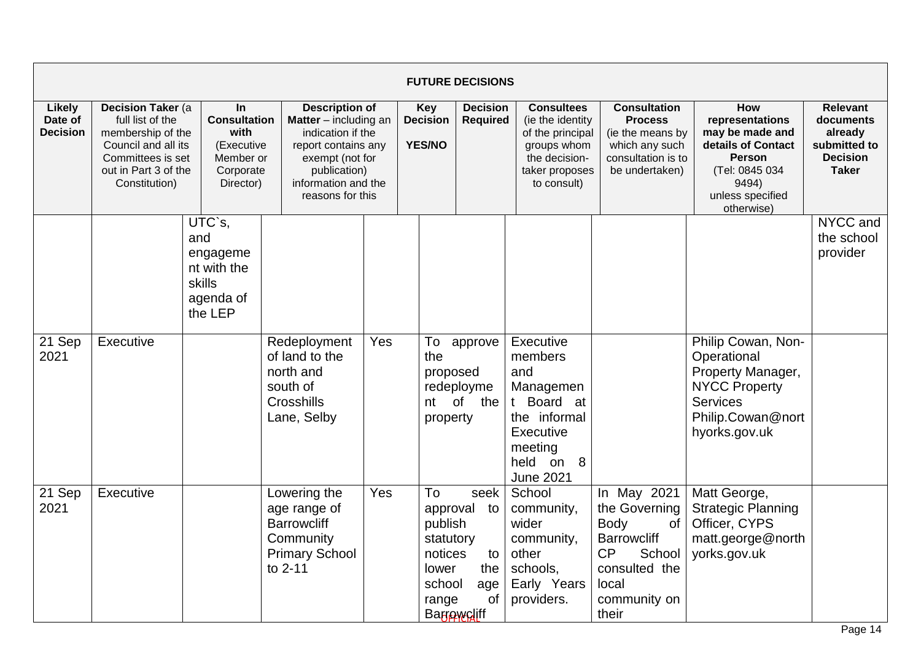| FUTURE DECISIONS | | | | | | | | | |
|---|---|---|---|---|---|---|---|---|---|
| **Likely Date of Decision** | **Decision Taker** (a full list of the membership of the Council and all its Committees is set out in Part 3 of the Constitution) | **In Consultation with** (Executive Member or Corporate Director) | **Description of Matter** – including an indication if the report contains any exempt (not for publication) information and the reasons for this | **Key Decision YES/NO** | **Decision Required** | **Consultees** (ie the identity of the principal groups whom the decision-taker proposes to consult) | **Consultation Process** (ie the means by which any such consultation is to be undertaken) | **How representations may be made and details of Contact Person** (Tel: 0845 034 9494) unless specified otherwise) | **Relevant documents already submitted to Decision Taker** |
| | | UTC`s, and engagement with the skills agenda of the LEP | | | | | | | NYCC and the school provider |
| 21 Sep 2021 | Executive | | Redeployment of land to the north and south of Crosshills Lane, Selby | Yes | To approve the proposed redeployment of the property | Executive members and Management Board at the informal Executive meeting held on 8 June 2021 | | Philip Cowan, Non-Operational Property Manager, NYCC Property Services Philip.Cowan@northyorks.gov.uk | |
| 21 Sep 2021 | Executive | | Lowering the age range of Barrowcliff Community Primary School to 2-11 | Yes | To seek approval to publish statutory notices to lower the school age range of Barrowcliff | School community, wider community, other schools, Early Years providers. | In May 2021 the Governing Body of Barrowcliff CP School consulted the local community on their | Matt George, Strategic Planning Officer, CYPS matt.george@northyorks.gov.uk | |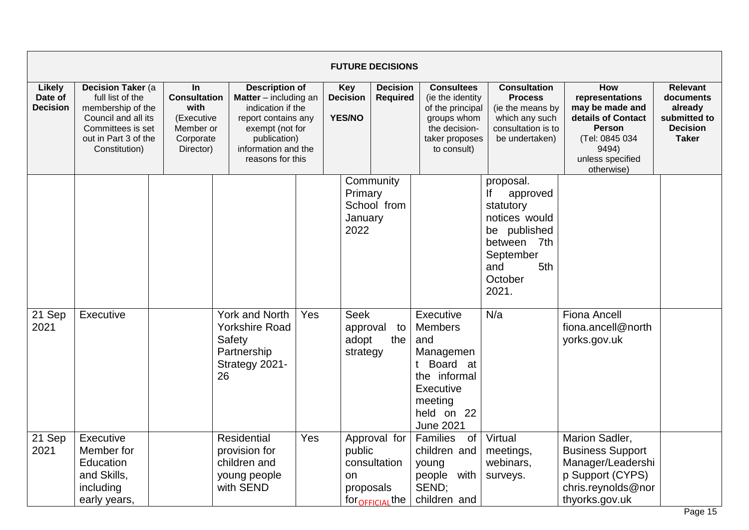| FUTURE DECISIONS | | | | | | | | | |
|---|---|---|---|---|---|---|---|---|---|
| **Likely Date of Decision** | **Decision Taker** (a full list of the membership of the Council and all its Committees is set out in Part 3 of the Constitution) | **In Consultation with** (Executive Member or Corporate Director) | **Description of Matter** – including an indication if the report contains any exempt (not for publication) information and the reasons for this | **Key Decision YES/NO** | **Decision Required** | **Consultees** (ie the identity of the principal groups whom the decision-taker proposes to consult) | **Consultation Process** (ie the means by which any such consultation is to be undertaken) | **How representations may be made and details of Contact Person** (Tel: 0845 034 9494) unless specified otherwise) | **Relevant documents already submitted to Decision Taker** |
| | | | | | Community Primary School from January 2022 | | proposal. If approved statutory notices would be published between 7th September and 5th October 2021. | | |
| 21 Sep 2021 | Executive | | York and North Yorkshire Road Safety Partnership Strategy 2021-26 | Yes | Seek approval to adopt the strategy | Executive Members and Management Board at the informal Executive meeting held on 22 June 2021 | N/a | Fiona Ancell fiona.ancell@northyorks.gov.uk | |
| 21 Sep 2021 | Executive Member for Education and Skills, including early years, | | Residential provision for children and young people with SEND | Yes | Approval for public consultation on proposals for the | Families of children and young people with SEND; children and | Virtual meetings, webinars, surveys. | Marion Sadler, Business Support Manager/Leadership Support (CYPS) chris.reynolds@northyorks.gov.uk | |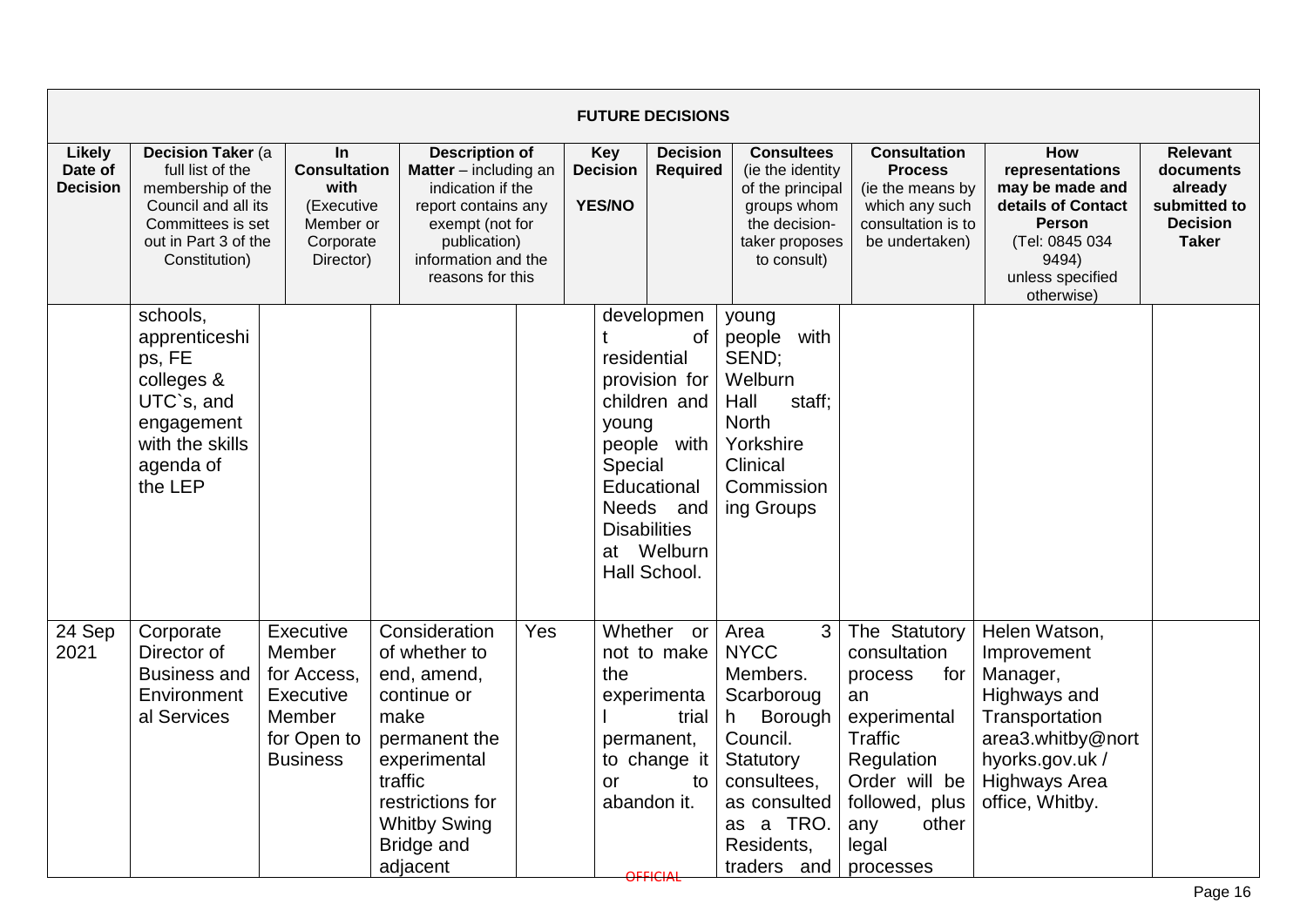**FUTURE DECISIONS**

| Likely Date of Decision | Decision Taker (a full list of the membership of the Council and all its Committees is set out in Part 3 of the Constitution) | In Consultation with (Executive Member or Corporate Director) | Description of Matter – including an indication if the report contains any exempt (not for publication) information and the reasons for this | Key Decision YES/NO | Decision Required | Consultees (ie the identity of the principal groups whom the decision-taker proposes to consult) | Consultation Process (ie the means by which any such consultation is to be undertaken) | How representations may be made and details of Contact Person (Tel: 0845 034 9494) unless specified otherwise) | Relevant documents already submitted to the Decision Taker |
|---|---|---|---|---|---|---|---|---|---|
| | schools, apprenticeships, FE colleges & UTC`s, and engagement with the skills agenda of the LEP | | | | development of residential provision for children and young people with Special Educational Needs and Disabilities at Welburn Hall School. | young people with SEND; Welburn Hall staff; North Yorkshire Clinical Commissioning Groups | | | |
| 24 Sep 2021 | Corporate Director of Business and Environmental Services | Executive Member for Access, Executive Member for Open to Business | Consideration of whether to end, amend, continue or make permanent the experimental traffic restrictions for Whitby Swing Bridge and adjacent | Yes | Whether or not to make the experimental trial permanent, to change it or to abandon it. | Area 3 NYCC Members. Scarborough Borough Council. Statutory consultees, as consulted as a TRO. Residents, traders and | The Statutory consultation process for an experimental Traffic Regulation Order will be followed, plus any other legal processes | Helen Watson, Improvement Manager, Highways and Transportation area3.whitby@northyorks.gov.uk / Highways Area office, Whitby. | |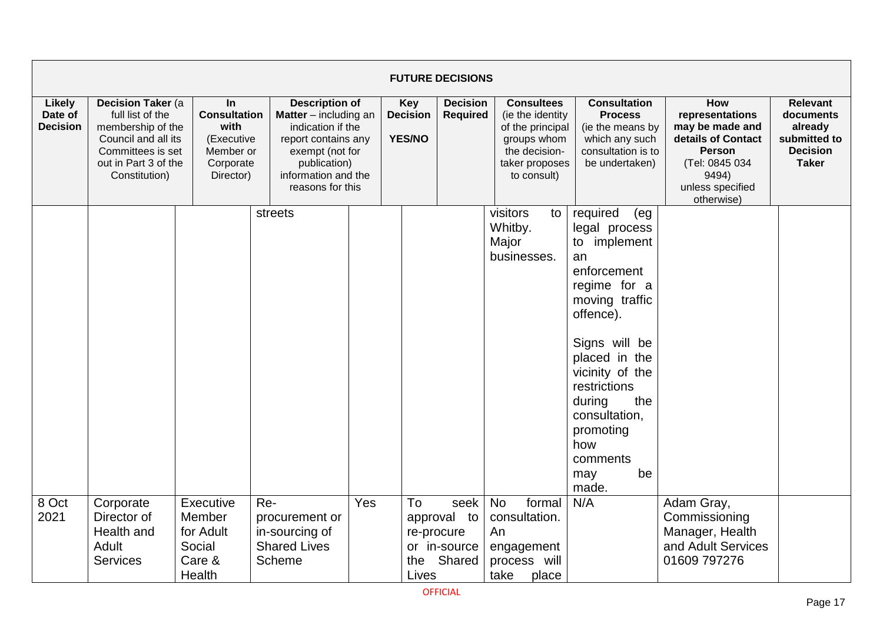| FUTURE DECISIONS | | | | | | | | | |
|---|---|---|---|---|---|---|---|---|---|
| **Likely Date of Decision** | **Decision Taker** (a full list of the membership of the Council and all its Committees is set out in Part 3 of the Constitution) | **In Consultation with** (Executive Member or Corporate Director) | **Description of Matter** – including an indication if the report contains any exempt (not for publication) information and the reasons for this | **Key Decision YES/NO** | **Decision Required** | **Consultees** (ie the identity of the principal groups whom the decision-taker proposes to consult) | **Consultation Process** (ie the means by which any such consultation is to be undertaken) | **How representations may be made and details of Contact Person** (Tel: 0845 034 9494) unless specified otherwise) | **Relevant documents already submitted to Decision Taker** |
| | | | streets | | | visitors to Whitby. Major businesses. | required (eg legal process to implement an enforcement regime for a moving traffic offence). Signs will be placed in the vicinity of the restrictions during the consultation, promoting how comments may be made. | | |
| 8 Oct 2021 | Corporate Director of Health and Adult Services | Executive Member for Adult Social Care & Health | Re-procurement or in-sourcing of Shared Lives Scheme | Yes | To seek approval to re-procure or in-source the Shared Lives | No formal consultation. An engagement process will take place | N/A | Adam Gray, Commissioning Manager, Health and Adult Services 01609 797276 | |

OFFICIAL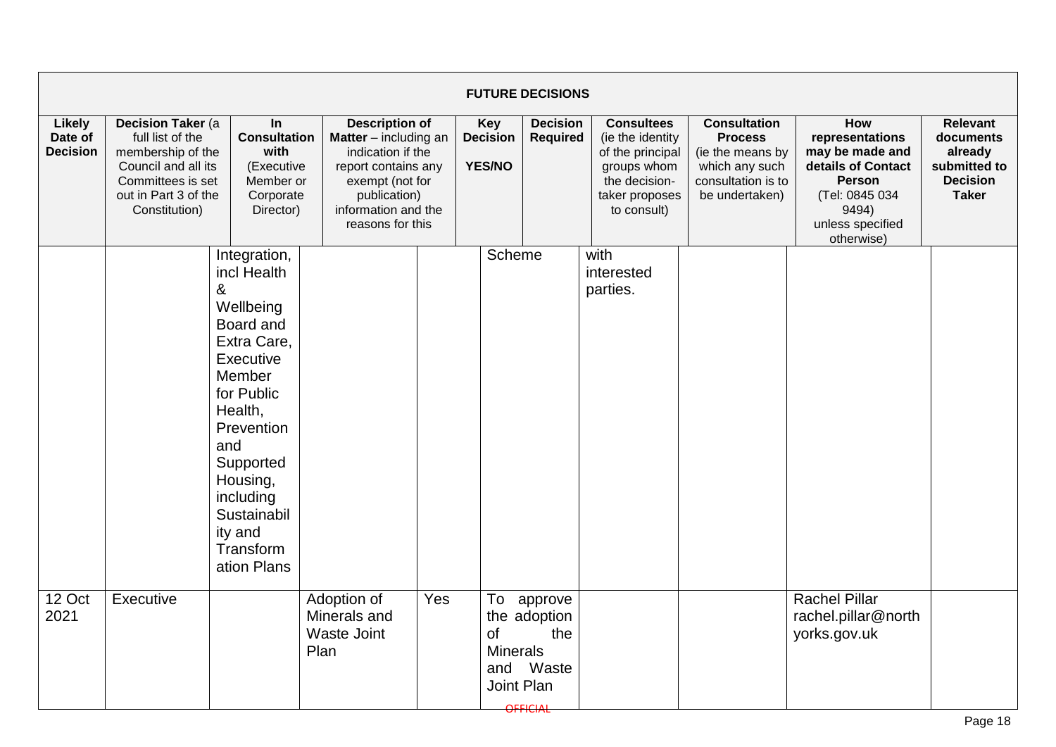| FUTURE DECISIONS | | | | | | | | | |
|---|---|---|---|---|---|---|---|---|---|
| **Likely Date of Decision** | **Decision Taker** (a full list of the membership of the Council and all its Committees is set out in Part 3 of the Constitution) | **In Consultation with** (Executive Member or Corporate Director) | **Description of Matter** – including an indication if the report contains any exempt (not for publication) information and the reasons for this | **Key Decision YES/NO** | **Decision Required** | **Consultees** (ie the identity of the principal groups whom the decision-taker proposes to consult) | **Consultation Process** (ie the means by which any such consultation is to be undertaken) | **How representations may be made and details of Contact Person** (Tel: 0845 034 9494) unless specified otherwise) | **Relevant documents already submitted to Decision Taker** |
| | | Integration, incl Health & Wellbeing Board and Extra Care, Executive Member for Public Health, Prevention and Supported Housing, including Sustainability and Transformation Plans | | | Scheme | with interested parties. | | | |
| 12 Oct 2021 | Executive | | Adoption of Minerals and Waste Joint Plan | Yes | To approve the adoption of the Minerals and Waste Joint Plan | | | Rachel Pillar rachel.pillar@northyorks.gov.uk | |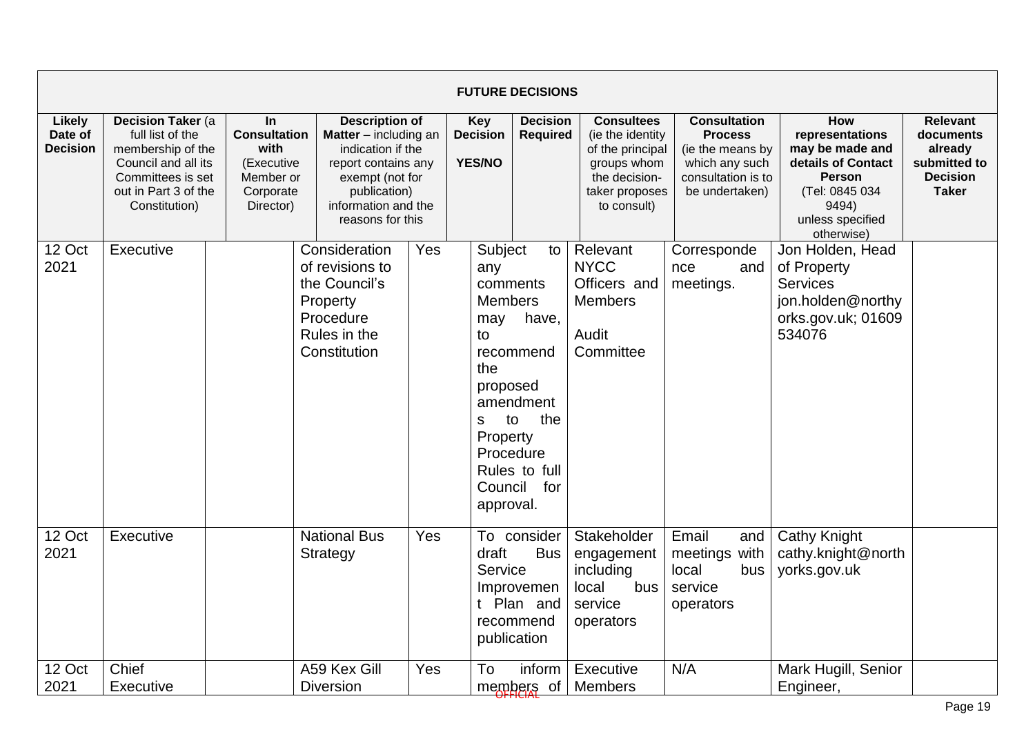| FUTURE DECISIONS | | | | | | | | | |
|---|---|---|---|---|---|---|---|---|---|
| **Likely Date of Decision** | **Decision Taker** (a full list of the membership of the Council and all its Committees is set out in Part 3 of the Constitution) | **In Consultation with** (Executive Member or Corporate Director) | **Description of Matter** – including an indication if the report contains any exempt (not for publication) information and the reasons for this | **Key Decision YES/NO** | **Decision Required** | **Consultees** (ie the identity of the principal groups whom the decision-taker proposes to consult) | **Consultation Process** (ie the means by which any such consultation is to be undertaken) | **How representations may be made and details of Contact Person** (Tel: 0845 034 9494) unless specified otherwise) | **Relevant documents already submitted to Decision Taker** |
| 12 Oct 2021 | Executive | | Consideration of revisions to the Council's Property Procedure Rules in the Constitution | Yes | Subject to any comments Members may have, to recommend the proposed amendments to the Property Procedure Rules to full Council for approval. | Relevant NYCC Officers and Members<br><br>Audit Committee | Correspondence and meetings. | Jon Holden, Head of Property Services jon.holden@northyorks.gov.uk; 01609 534076 | |
| 12 Oct 2021 | Executive | | National Bus Strategy | Yes | To consider draft Bus Service Improvement Plan and recommend publication | Stakeholder engagement including local bus service operators | Email and meetings with local bus service operators | Cathy Knight cathy.knight@northyorks.gov.uk | |
| 12 Oct 2021 | Chief Executive | | A59 Kex Gill Diversion | Yes | To inform members of | Executive Members | N/A | Mark Hugill, Senior Engineer, | |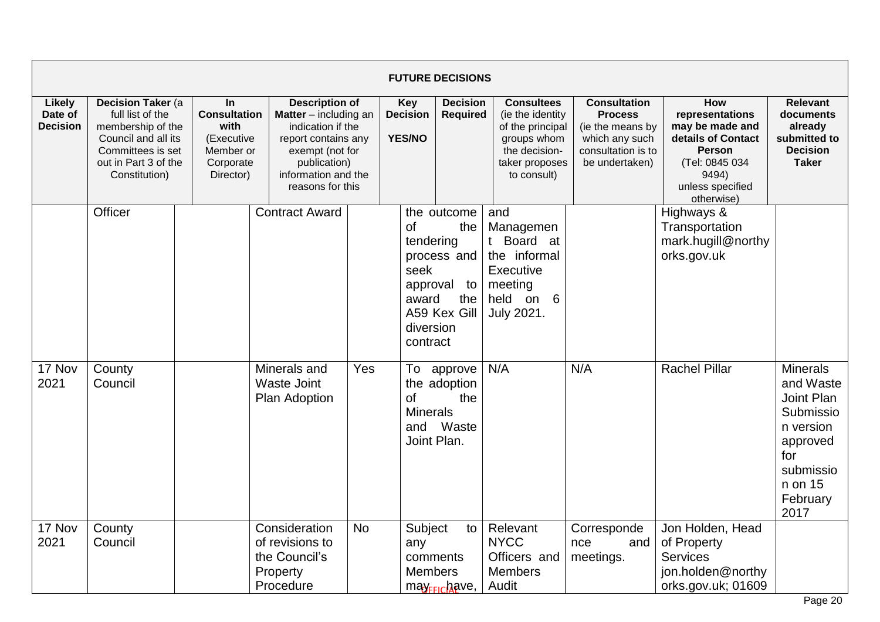| FUTURE DECISIONS | | | | | | | | | |
|---|---|---|---|---|---|---|---|---|---|
| **Likely Date of Decision** | **Decision Taker** (a full list of the membership of the Council and all its Committees is set out in Part 3 of the Constitution) | **In Consultation with** (Executive Member or Corporate Director) | **Description of Matter** – including an indication if the report contains any exempt (not for publication) information and the reasons for this | **Key Decision YES/NO** | **Decision Required** | **Consultees** (ie the identity of the principal groups whom the decision-taker proposes to consult) | **Consultation Process** (ie the means by which any such consultation is to be undertaken) | **How representations may be made and details of Contact Person** (Tel: 0845 034 9494) unless specified otherwise) | **Relevant documents already submitted to the Decision Taker** |
| | Officer | | Contract Award | | the outcome of the tendering process and seek approval to award the A59 Kex Gill diversion contract | and Management Board at the informal Executive meeting held on 6 July 2021. | | Highways & Transportation mark.hugill@northyorks.gov.uk | |
| 17 Nov 2021 | County Council | | Minerals and Waste Joint Plan Adoption | Yes | To approve the adoption of the Minerals and Waste Joint Plan. | N/A | N/A | Rachel Pillar | Minerals and Waste Joint Plan Submission version approved for submission on 15 February 2017 |
| 17 Nov 2021 | County Council | | Consideration of revisions to the Council's Property Procedure | No | Subject to any comments Members may have, | Relevant NYCC Officers and Members Audit | Correspondence and meetings. | Jon Holden, Head of Property Services jon.holden@northyorks.gov.uk; 01609 | |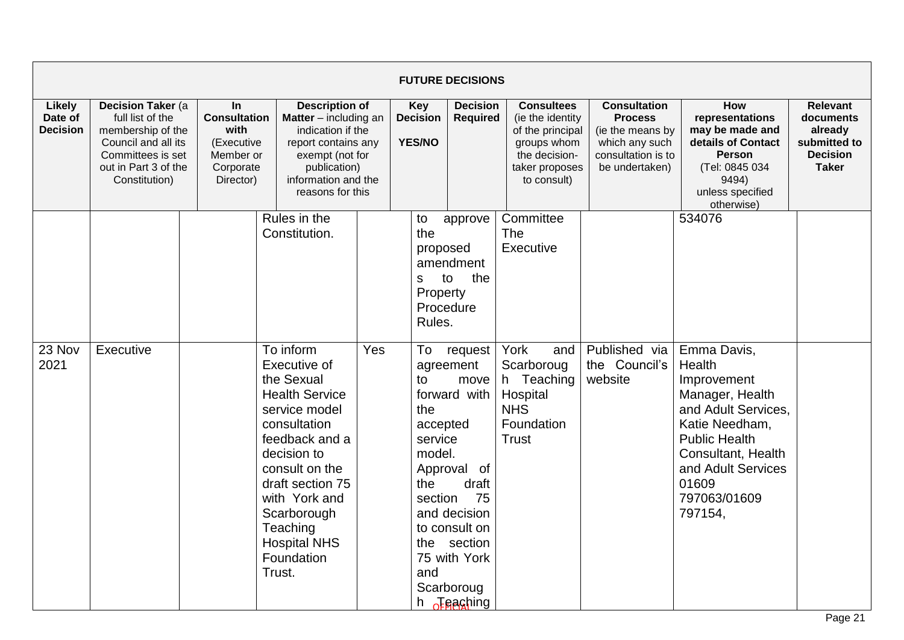| FUTURE DECISIONS | | | | | | | | | |
|---|---|---|---|---|---|---|---|---|---|
| **Likely Date of Decision** | **Decision Taker** (a full list of the membership of the Council and all its Committees is set out in Part 3 of the Constitution) | **In Consultation with** (Executive Member or Corporate Director) | **Description of Matter** – including an indication if the report contains any exempt (not for publication) information and the reasons for this | **Key Decision YES/NO** | **Decision Required** | **Consultees** (ie the identity of the principal groups whom the decision-taker proposes to consult) | **Consultation Process** (ie the means by which any such consultation is to be undertaken) | **How representations may be made and details of Contact Person** (Tel: 0845 034 9494) unless specified otherwise) | **Relevant documents already submitted to the Decision Taker** |
| | | | Rules in the Constitution. | | to approve the proposed amendments to the Property Procedure Rules. | Committee The Executive | | 534076 | |
| 23 Nov 2021 | Executive | | To inform Executive of the Sexual Health Service service model consultation feedback and a decision to consult on the draft section 75 with York and Scarborough Teaching Hospital NHS Foundation Trust. | Yes | To request agreement to move forward with the accepted service model. Approval of the draft section 75 and decision to consult on the section 75 with York and Scarborough Teaching | York and Scarborough Teaching Hospital NHS Foundation Trust | Published via the Council's website | Emma Davis, Health Improvement Manager, Health and Adult Services, Katie Needham, Public Health Consultant, Health and Adult Services 01609 797063/01609 797154, | |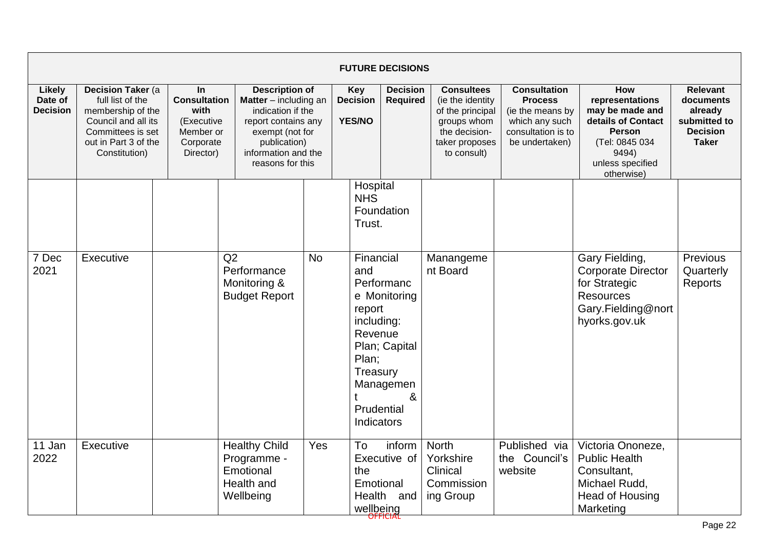| FUTURE DECISIONS | | | | | | | | | |
|---|---|---|---|---|---|---|---|---|---|
| **Likely Date of Decision** | **Decision Taker** (a full list of the membership of the Council and all its Committees is set out in Part 3 of the Constitution) | **In Consultation with** (Executive Member or Corporate Director) | **Description of Matter** – including an indication if the report contains any exempt (not for publication) information and the reasons for this | **Key Decision** **YES/NO** | **Decision Required** | **Consultees** (ie the identity of the principal groups whom the decision-taker proposes to consult) | **Consultation Process** (ie the means by which any such consultation is to be undertaken) | **How representations may be made and details of Contact Person** (Tel: 0845 034 9494) unless specified otherwise) | **Relevant documents already submitted to the Decision Taker** |
| | | | | | Hospital NHS Foundation Trust. | | | | |
| 7 Dec 2021 | Executive | | Q2 Performance Monitoring & Budget Report | No | Financial and Performance Monitoring report including: Revenue Plan; Capital Plan; Treasury Management & Prudential Indicators | Manangement Board | | Gary Fielding, Corporate Director for Strategic Resources Gary.Fielding@northyorks.gov.uk | Previous Quarterly Reports |
| 11 Jan 2022 | Executive | | Healthy Child Programme - Emotional Health and Wellbeing | Yes | To inform Executive of the Emotional Health and wellbeing | North Yorkshire Clinical Commissioning Group | Published via the Council's website | Victoria Ononeze, Public Health Consultant, Michael Rudd, Head of Housing Marketing | |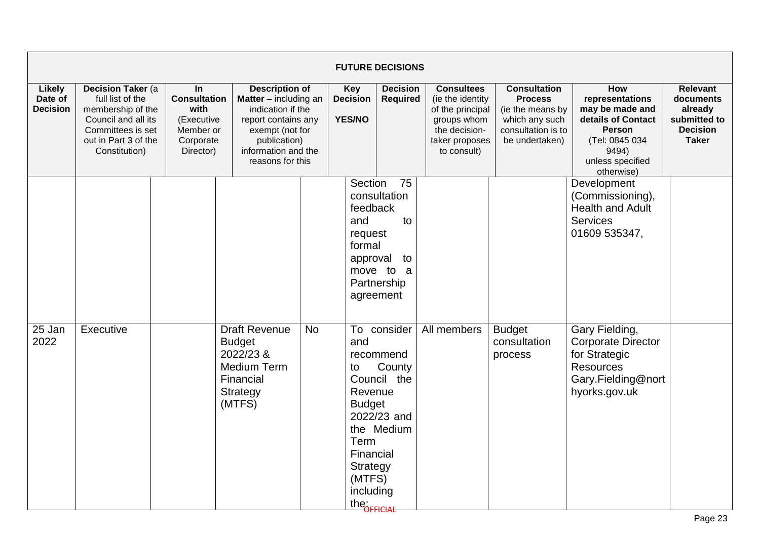| FUTURE DECISIONS | | | | | | | | | |
|---|---|---|---|---|---|---|---|---|---|
| **Likely Date of Decision** | **Decision Taker** (a full list of the membership of the Council and all its Committees is set out in Part 3 of the Constitution) | **In Consultation with** (Executive Member or Corporate Director) | **Description of Matter** – including an indication if the report contains any exempt (not for publication) information and the reasons for this | **Key Decision YES/NO** | **Decision Required** | **Consultees** (ie the identity of the principal groups whom the decision-taker proposes to consult) | **Consultation Process** (ie the means by which any such consultation is to be undertaken) | **How representations may be made and details of Contact Person** (Tel: 0845 034 9494) unless specified otherwise) | **Relevant documents already submitted to the Decision Taker** |
| | | | | | Section 75 consultation feedback and to request formal approval to move to a Partnership agreement | | | Development (Commissioning), Health and Adult Services 01609 535347, | |
| 25 Jan 2022 | Executive | | Draft Revenue Budget 2022/23 & Medium Term Financial Strategy (MTFS) | No | To consider and recommend to County Council the Revenue Budget 2022/23 and the Medium Term Financial Strategy (MTFS) including the: | All members | Budget consultation process | Gary Fielding, Corporate Director for Strategic Resources Gary.Fielding@northyorks.gov.uk | |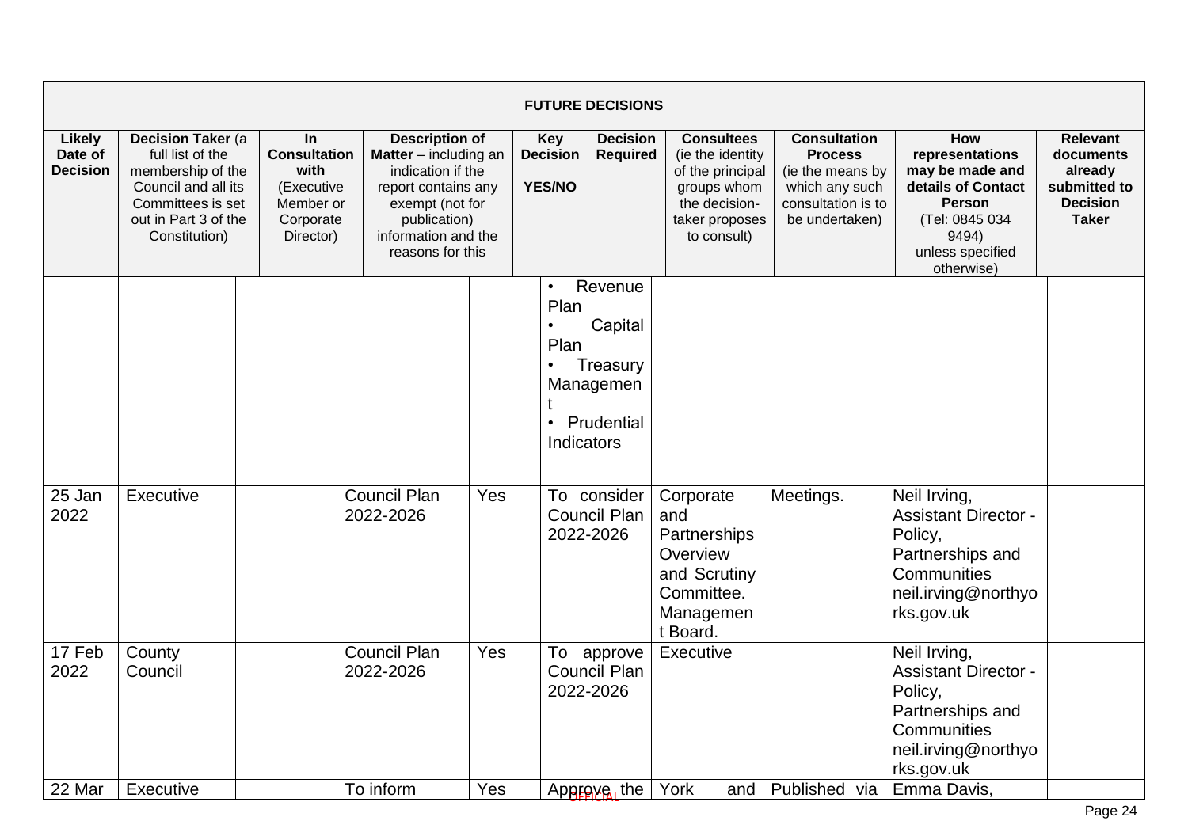| FUTURE DECISIONS | | | | | | | | | |
|---|---|---|---|---|---|---|---|---|---|
| **Likely Date of Decision** | **Decision Taker** (a full list of the membership of the Council and all its Committees is set out in Part 3 of the Constitution) | **In Consultation with** (Executive Member or Corporate Director) | **Description of Matter** – including an indication if the report contains any exempt (not for publication) information and the reasons for this | **Key Decision YES/NO** | **Decision Required** | **Consultees** (ie the identity of the principal groups whom the decision-taker proposes to consult) | **Consultation Process** (ie the means by which any such consultation is to be undertaken) | **How representations may be made and details of Contact Person** (Tel: 0845 034 9494) unless specified otherwise) | **Relevant documents already submitted to the Decision Taker** |
| | | | | | • Revenue Plan<br>• Capital Plan<br>• Treasury Management<br>• Prudential Indicators | | | | |
| 25 Jan 2022 | Executive | | Council Plan 2022-2026 | Yes | To consider Council Plan 2022-2026 | Corporate and Partnerships Overview and Scrutiny Committee. Management Board. | Meetings. | Neil Irving, Assistant Director - Policy, Partnerships and Communities neil.irving@northyorks.gov.uk | |
| 17 Feb 2022 | County Council | | Council Plan 2022-2026 | Yes | To approve Council Plan 2022-2026 | Executive | | Neil Irving, Assistant Director - Policy, Partnerships and Communities neil.irving@northyorks.gov.uk | |
| 22 Mar | Executive | | To inform | Yes | Approve the | York and | Published via | Emma Davis, | |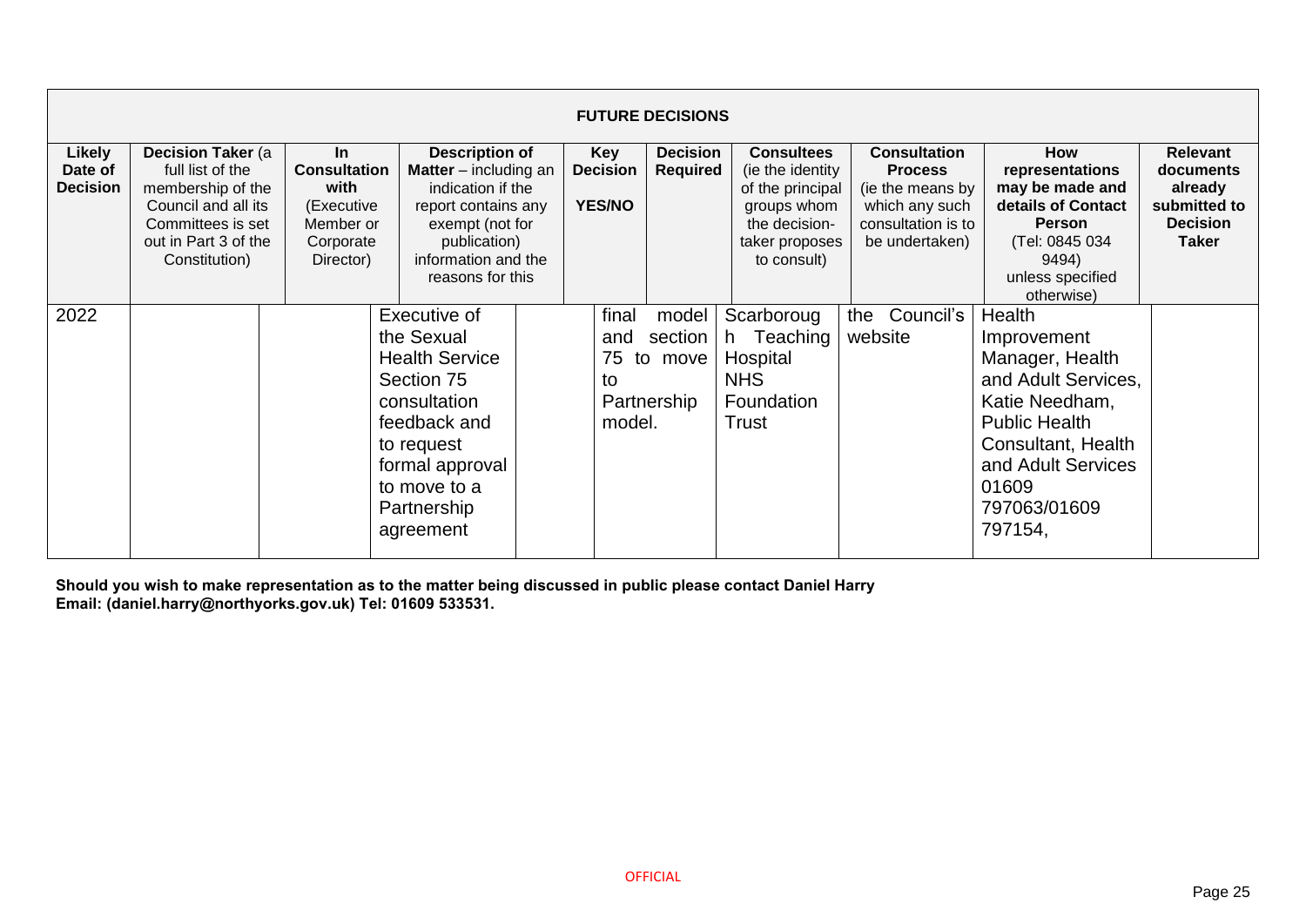| FUTURE DECISIONS | | | | | | | | | |
|---|---|---|---|---|---|---|---|---|---|
| **Likely Date of Decision** | **Decision Taker** (a full list of the membership of the Council and all its Committees is set out in Part 3 of the Constitution) | **In Consultation with** (Executive Member or Corporate Director) | **Description of Matter** – including an indication if the report contains any exempt (not for publication) information and the reasons for this | **Key Decision YES/NO** | **Decision Required** | **Consultees** (ie the identity of the principal groups whom the decision-taker proposes to consult) | **Consultation Process** (ie the means by which any such consultation is to be undertaken) | **How representations may be made and details of Contact Person** (Tel: 0845 034 9494) unless specified otherwise) | **Relevant documents already submitted to Decision Taker** |
| 2022 | | | Executive of the Sexual Health Service Section 75 consultation feedback and to request formal approval to move to a Partnership agreement | | final model and section 75 to move to Partnership model. | Scarborough Teaching Hospital NHS Foundation Trust | the Council's website | Health Improvement Manager, Health and Adult Services, Katie Needham, Public Health Consultant, Health and Adult Services 01609 797063/01609 797154, | |

**Should you wish to make representation as to the matter being discussed in public please contact Daniel Harry Email: (daniel.harry@northyorks.gov.uk) Tel: 01609 533531.**

OFFICIAL